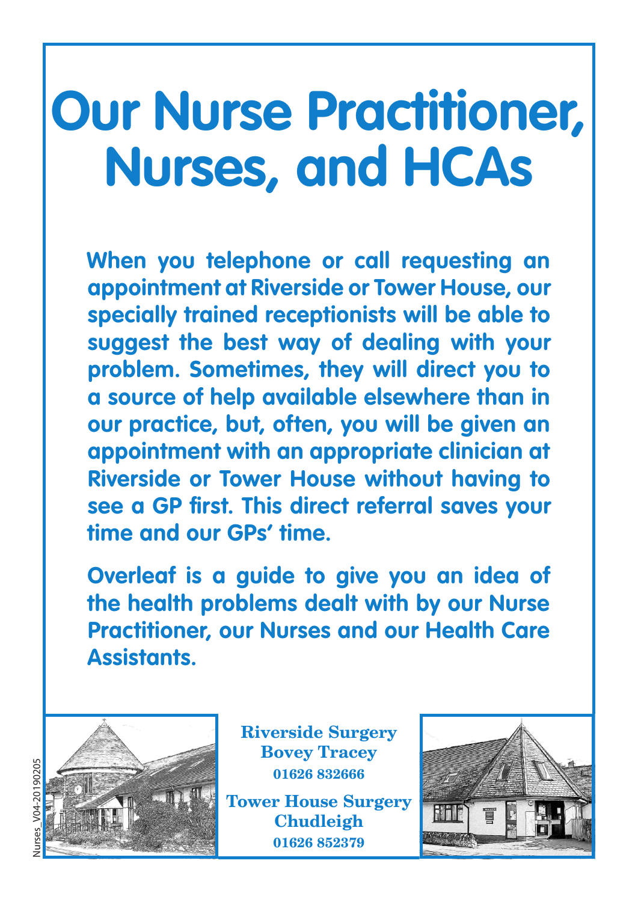# Our Nurse Practitioner, Nurses, and HCAs

**When you telephone or call requesting an appointment at Riverside or Tower House, our specially trained receptionists will be able to suggest the best way of dealing with your problem. Sometimes, they will direct you to a source of help available elsewhere than in our practice, but, often, you will be given an appointment with an appropriate clinician at Riverside or Tower House without having to see a GP first. This direct referral saves your time and our GPs' time.**

**Overleaf is a guide to give you an idea of the health problems dealt with by our Nurse Practitioner, our Nurses and our Health Care Assistants.**

**Riverside Surgery**
**Bovey Tracey**
**01626 832666**

**Tower House Surgery**
**Chudleigh**
**01626 852379**

Nurses_V04-20190205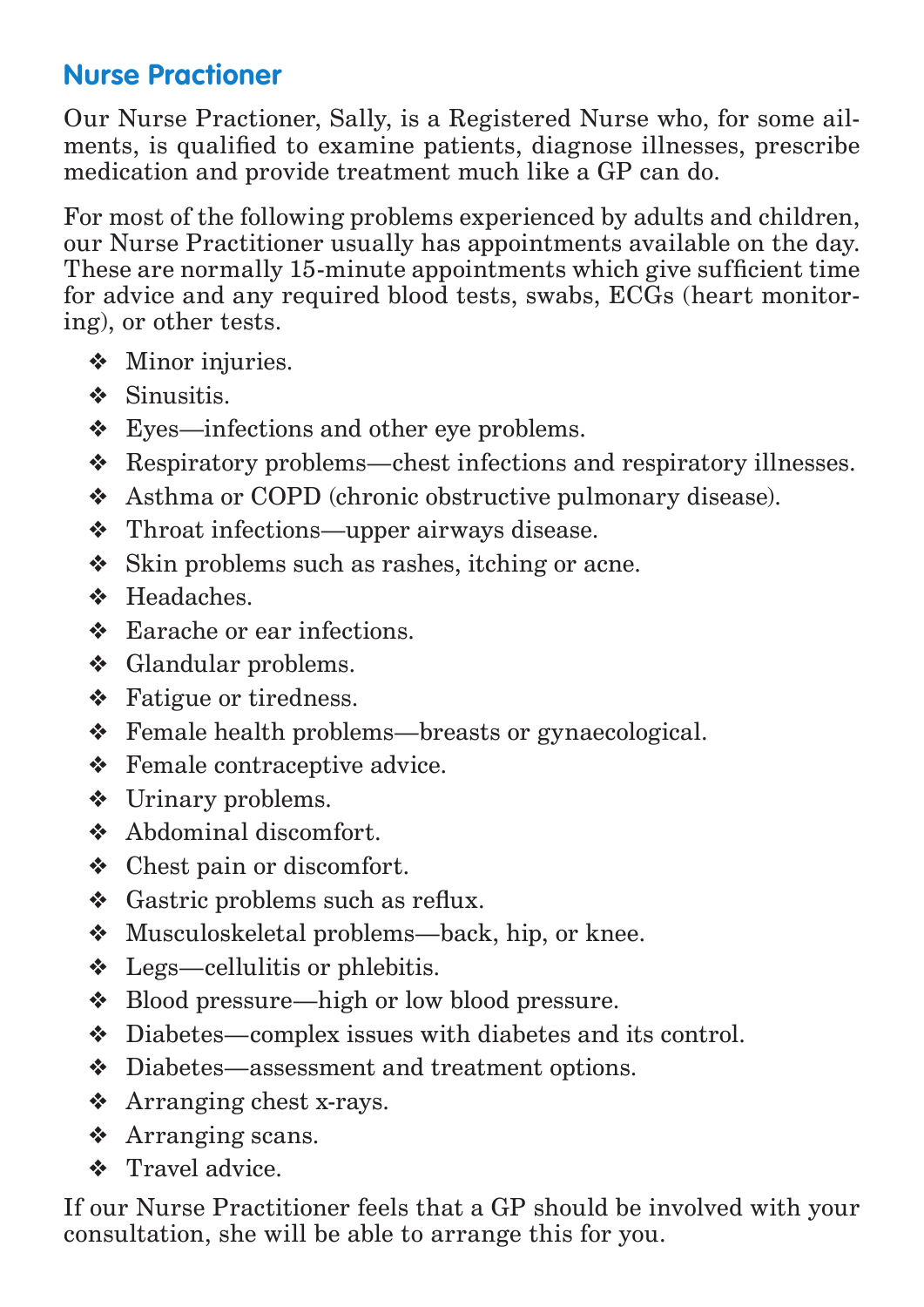## Nurse Practioner

Our Nurse Practioner, Sally, is a Registered Nurse who, for some ailments, is qualified to examine patients, diagnose illnesses, prescribe medication and provide treatment much like a GP can do.

For most of the following problems experienced by adults and children, our Nurse Practitioner usually has appointments available on the day. These are normally 15-minute appointments which give sufficient time for advice and any required blood tests, swabs, ECGs (heart monitoring), or other tests.

- Minor injuries.
- Sinusitis.
- Eyes—infections and other eye problems.
- Respiratory problems—chest infections and respiratory illnesses.
- Asthma or COPD (chronic obstructive pulmonary disease).
- Throat infections—upper airways disease.
- Skin problems such as rashes, itching or acne.
- Headaches.
- Earache or ear infections.
- Glandular problems.
- Fatigue or tiredness.
- Female health problems—breasts or gynaecological.
- Female contraceptive advice.
- Urinary problems.
- Abdominal discomfort.
- Chest pain or discomfort.
- Gastric problems such as reflux.
- Musculoskeletal problems—back, hip, or knee.
- Legs—cellulitis or phlebitis.
- Blood pressure—high or low blood pressure.
- Diabetes—complex issues with diabetes and its control.
- Diabetes—assessment and treatment options.
- Arranging chest x-rays.
- Arranging scans.
- Travel advice.

If our Nurse Practitioner feels that a GP should be involved with your consultation, she will be able to arrange this for you.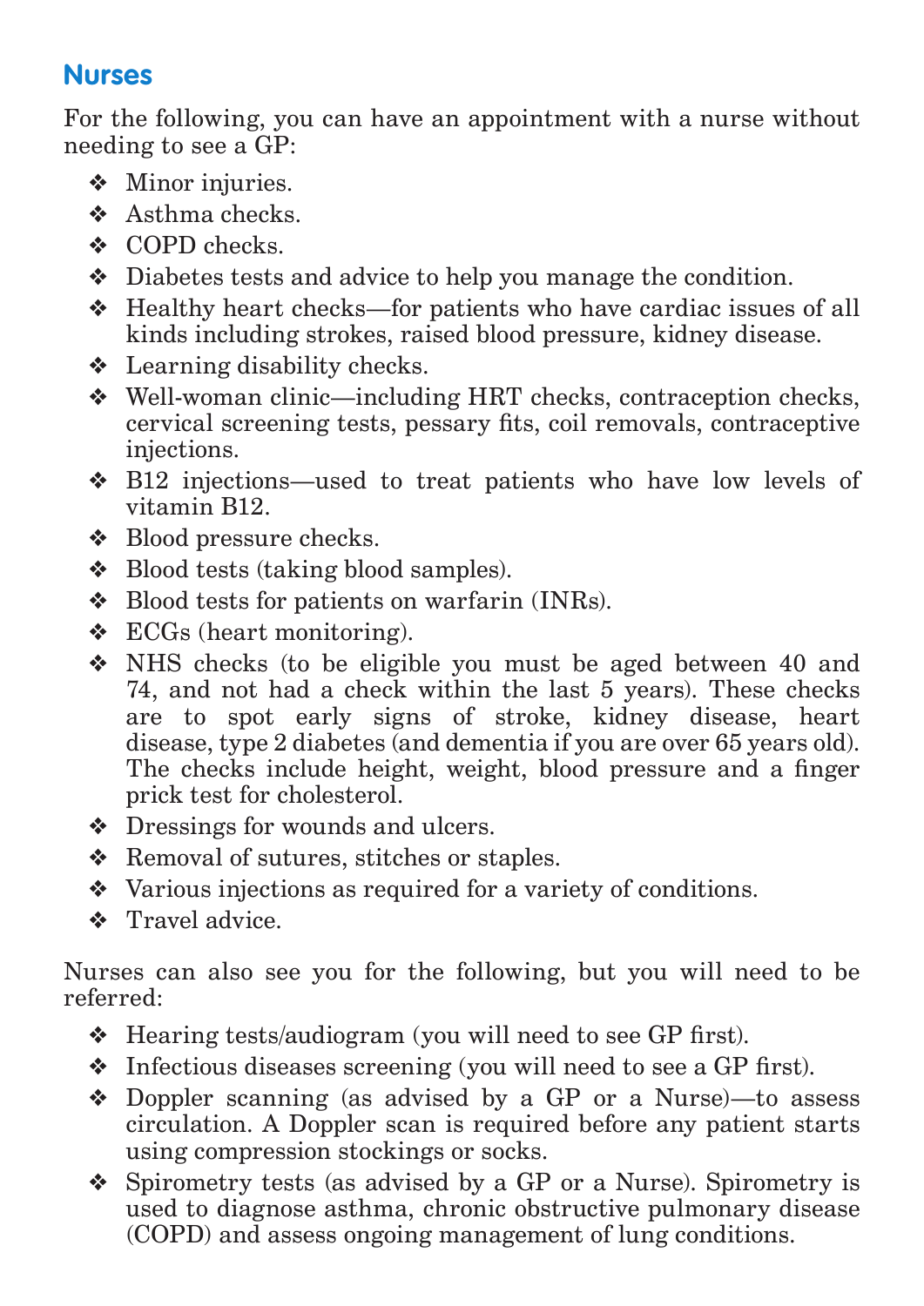## Nurses

For the following, you can have an appointment with a nurse without needing to see a GP:

- Minor injuries.
- Asthma checks.
- COPD checks.
- Diabetes tests and advice to help you manage the condition.
- Healthy heart checks—for patients who have cardiac issues of all kinds including strokes, raised blood pressure, kidney disease.
- Learning disability checks.
- Well-woman clinic—including HRT checks, contraception checks, cervical screening tests, pessary fits, coil removals, contraceptive injections.
- B12 injections—used to treat patients who have low levels of vitamin B12.
- Blood pressure checks.
- Blood tests (taking blood samples).
- Blood tests for patients on warfarin (INRs).
- ECGs (heart monitoring).
- NHS checks (to be eligible you must be aged between 40 and 74, and not had a check within the last 5 years). These checks are to spot early signs of stroke, kidney disease, heart disease, type 2 diabetes (and dementia if you are over 65 years old). The checks include height, weight, blood pressure and a finger prick test for cholesterol.
- Dressings for wounds and ulcers.
- Removal of sutures, stitches or staples.
- Various injections as required for a variety of conditions.
- Travel advice.

Nurses can also see you for the following, but you will need to be referred:

- Hearing tests/audiogram (you will need to see GP first).
- Infectious diseases screening (you will need to see a GP first).
- Doppler scanning (as advised by a GP or a Nurse)—to assess circulation. A Doppler scan is required before any patient starts using compression stockings or socks.
- Spirometry tests (as advised by a GP or a Nurse). Spirometry is used to diagnose asthma, chronic obstructive pulmonary disease (COPD) and assess ongoing management of lung conditions.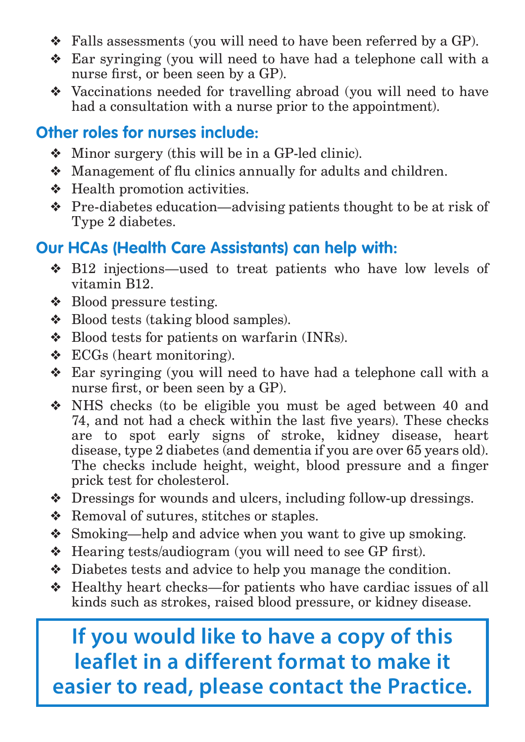- Falls assessments (you will need to have been referred by a GP).
- Ear syringing (you will need to have had a telephone call with a nurse first, or been seen by a GP).
- Vaccinations needed for travelling abroad (you will need to have had a consultation with a nurse prior to the appointment).

## Other roles for nurses include:

- Minor surgery (this will be in a GP-led clinic).
- Management of flu clinics annually for adults and children.
- Health promotion activities.
- Pre-diabetes education—advising patients thought to be at risk of Type 2 diabetes.

## Our HCAs (Health Care Assistants) can help with:

- B12 injections—used to treat patients who have low levels of vitamin B12.
- Blood pressure testing.
- Blood tests (taking blood samples).
- Blood tests for patients on warfarin (INRs).
- ECGs (heart monitoring).
- Ear syringing (you will need to have had a telephone call with a nurse first, or been seen by a GP).
- NHS checks (to be eligible you must be aged between 40 and 74, and not had a check within the last five years). These checks are to spot early signs of stroke, kidney disease, heart disease, type 2 diabetes (and dementia if you are over 65 years old). The checks include height, weight, blood pressure and a finger prick test for cholesterol.
- Dressings for wounds and ulcers, including follow-up dressings.
- Removal of sutures, stitches or staples.
- Smoking—help and advice when you want to give up smoking.
- Hearing tests/audiogram (you will need to see GP first).
- Diabetes tests and advice to help you manage the condition.
- Healthy heart checks—for patients who have cardiac issues of all kinds such as strokes, raised blood pressure, or kidney disease.

**If you would like to have a copy of this leaflet in a different format to make it easier to read, please contact the Practice.**